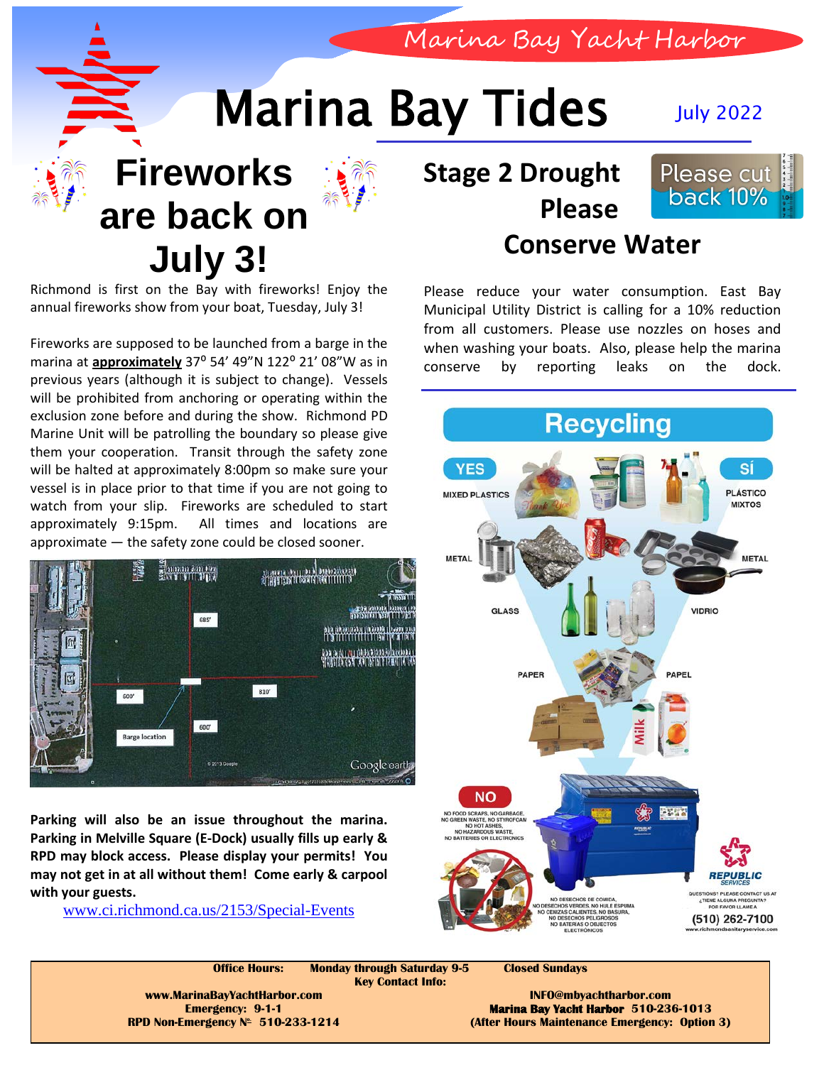Marina Bay Yacht Harbor

# Marina Bay Tides

July 2022

## Fireworks are back on July 3!

Richmond is first on the Bay with fireworks! Enjoy the annual fireworks show from your boat, Tuesday, July 3!

Fireworks are supposed to be launched from a barge in the marina at **approximately** 37° 54′ 49″N 122° 21′ 08″W as in previous years (although it is subject to change). Vessels will be prohibited from anchoring or operating within the exclusion zone before and during the show. Richmond PD Marine Unit will be patrolling the boundary so please give them your cooperation. Transit through the safety zone will be halted at approximately 8:00pm so make sure your vessel is in place prior to that time if you are not going to watch from your slip. Fireworks are scheduled to start approximately 9:15pm. All times and locations are approximate — the safety zone could be closed sooner.

**Parking will also be an issue throughout the marina. Parking in Melville Square (E-Dock) usually fills up early & RPD may block access. Please display your permits! You may not get in at all without them! Come early & carpool with your guests.**

www.ci.richmond.ca.us/2153/Special-Events

## Stage 2 Drought Please Conserve Water

Please cut back 10%

Please reduce your water consumption. East Bay Municipal Utility District is calling for a 10% reduction from all customers. Please use nozzles on hoses and when washing your boats. Also, please help the marina conserve by reporting leaks on the dock.

## Recycling

---

**Office Hours:** Monday through Saturday 9-5 **Closed Sundays**

**Key Contact Info:**

www.MarinaBayYachtHarbor.com
Emergency: 9-1-1
RPD Non-Emergency № 510-233-1214

INFO@mbyachtharbor.com
Marina Bay Yacht Harbor 510-236-1013
(After Hours Maintenance Emergency: Option 3)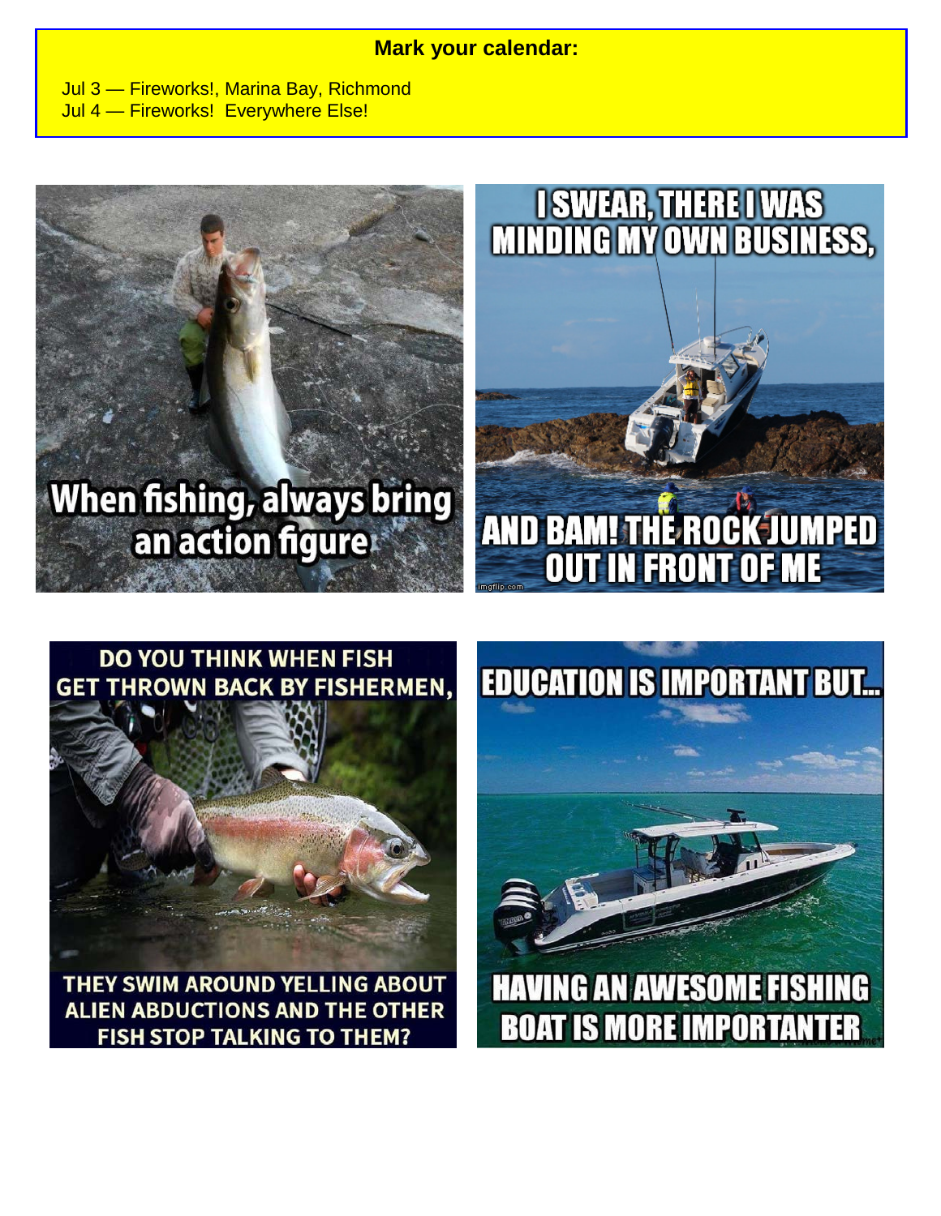**Mark your calendar:**

Jul 3 — Fireworks!, Marina Bay, Richmond
Jul 4 — Fireworks! Everywhere Else!

When fishing, always bring an action figure

I SWEAR, THERE I WAS MINDING MY OWN BUSINESS,

AND BAM! THE ROCK JUMPED OUT IN FRONT OF ME

DO YOU THINK WHEN FISH GET THROWN BACK BY FISHERMEN,

THEY SWIM AROUND YELLING ABOUT ALIEN ABDUCTIONS AND THE OTHER FISH STOP TALKING TO THEM?

EDUCATION IS IMPORTANT BUT...

HAVING AN AWESOME FISHING BOAT IS MORE IMPORTANTER